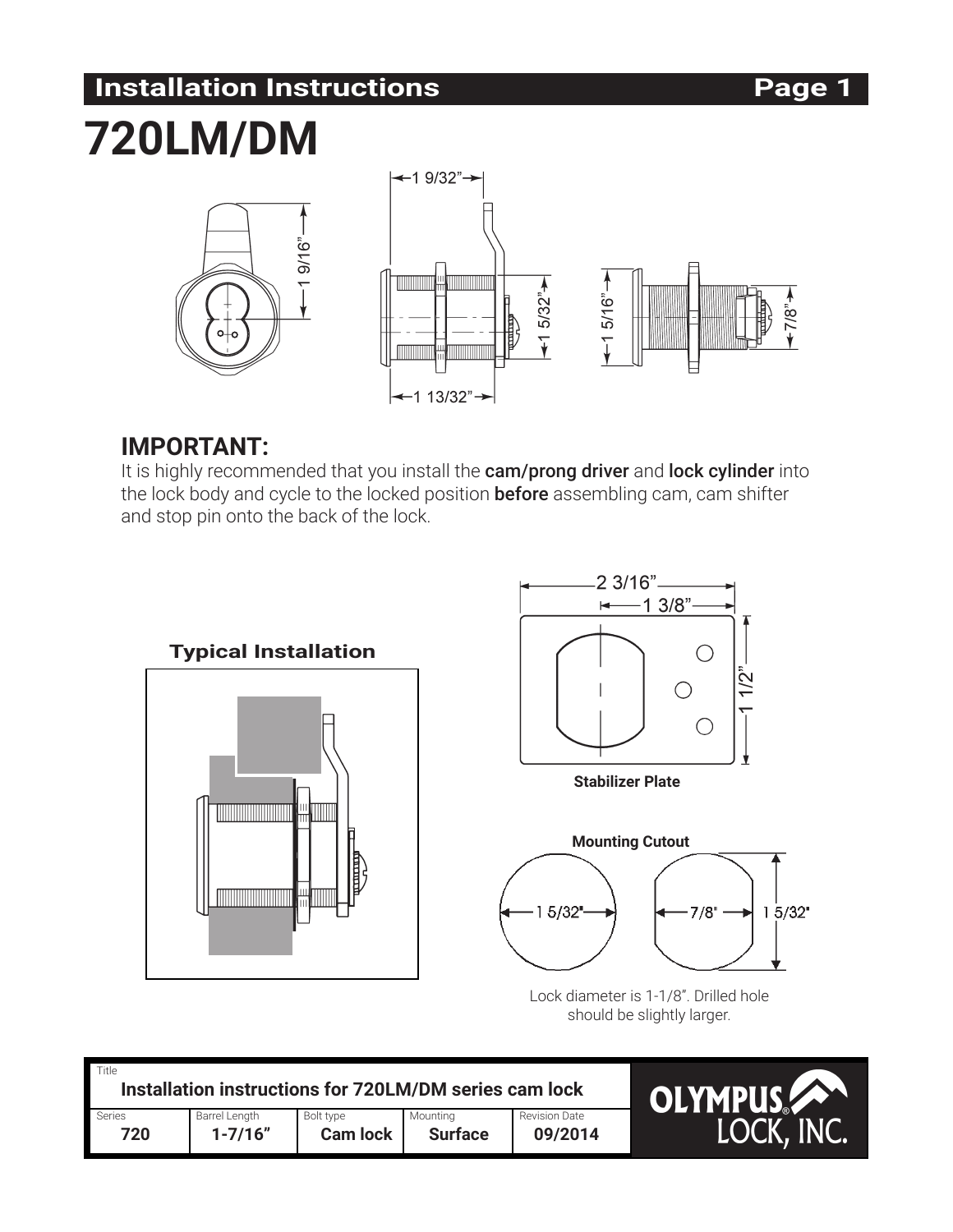## Installation Instructions

# 720LM/DM

1 9/32"

1 9/16"

1 5/32"

1 13/32"

1 5/16"

7/8"

## IMPORTANT:

It is highly recommended that you install the **cam/prong driver** and **lock cylinder** into the lock body and cycle to the locked position **before** assembling cam, cam shifter and stop pin onto the back of the lock.

### Typical Installation

2 3/16"

1 3/8"

1 1/2"

**Stabilizer Plate**

**Mounting Cutout**

1 5/32"

7/8"

1 5/32"

Lock diameter is 1-1/8". Drilled hole should be slightly larger.

| Title | | | | |
|---|---|---|---|---|
| **Installation instructions for 720LM/DM series cam lock** | | | | |
| Series | Barrel Length | Bolt type | Mounting | Revision Date |
| **720** | **1-7/16"** | **Cam lock** | **Surface** | **09/2014** |

OLYMPUS® LOCK, INC.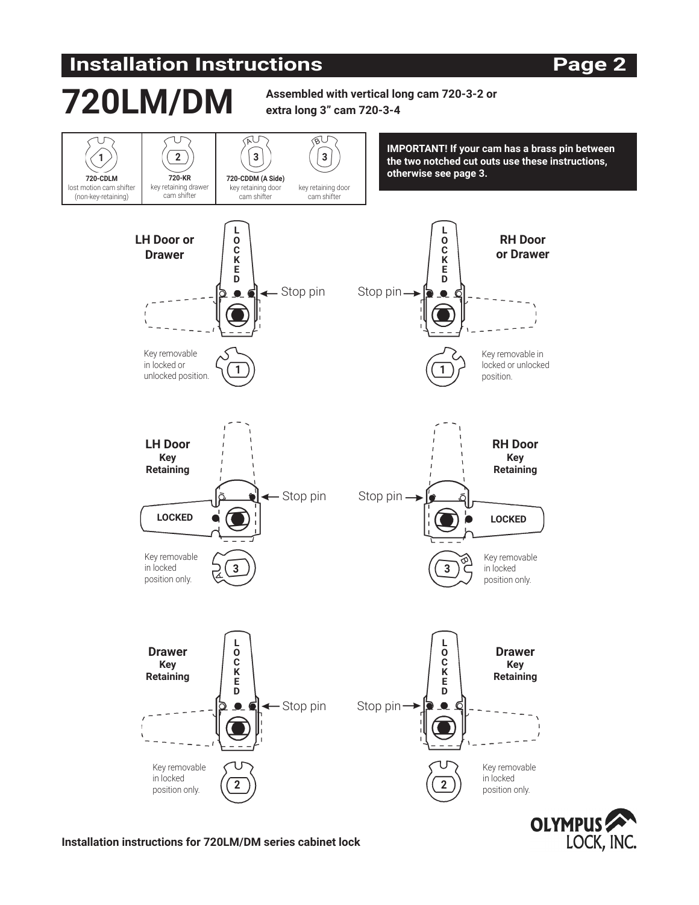# 720LM/DM

**Assembled with vertical long cam 720-3-2 or extra long 3" cam 720-3-4**

| 1 | 2 | 3 (A) | 3 (B) |
|---|---|---|---|
| **720-CDLM** lost motion cam shifter (non-key-retaining) | **720-KR** key retaining drawer cam shifter | **720-CDDM (A Side)** key retaining door cam shifter | key retaining door cam shifter |

**IMPORTANT! If your cam has a brass pin between the two notched cut outs use these instructions, otherwise see page 3.**

### LH Door or Drawer

LOCKED

Stop pin

Key removable in locked or unlocked position. (1)

### RH Door or Drawer

LOCKED

Stop pin

Key removable in locked or unlocked position. (1)

### LH Door Key Retaining

LOCKED

Stop pin

Key removable in locked position only. (3, A)

### RH Door Key Retaining

LOCKED

Stop pin

Key removable in locked position only. (3, B)

### Drawer Key Retaining

LOCKED

Stop pin

Key removable in locked position only. (2)

### Drawer Key Retaining

LOCKED

Stop pin

Key removable in locked position only. (2)

**Installation instructions for 720LM/DM series cabinet lock**

OLYMPUS LOCK, INC.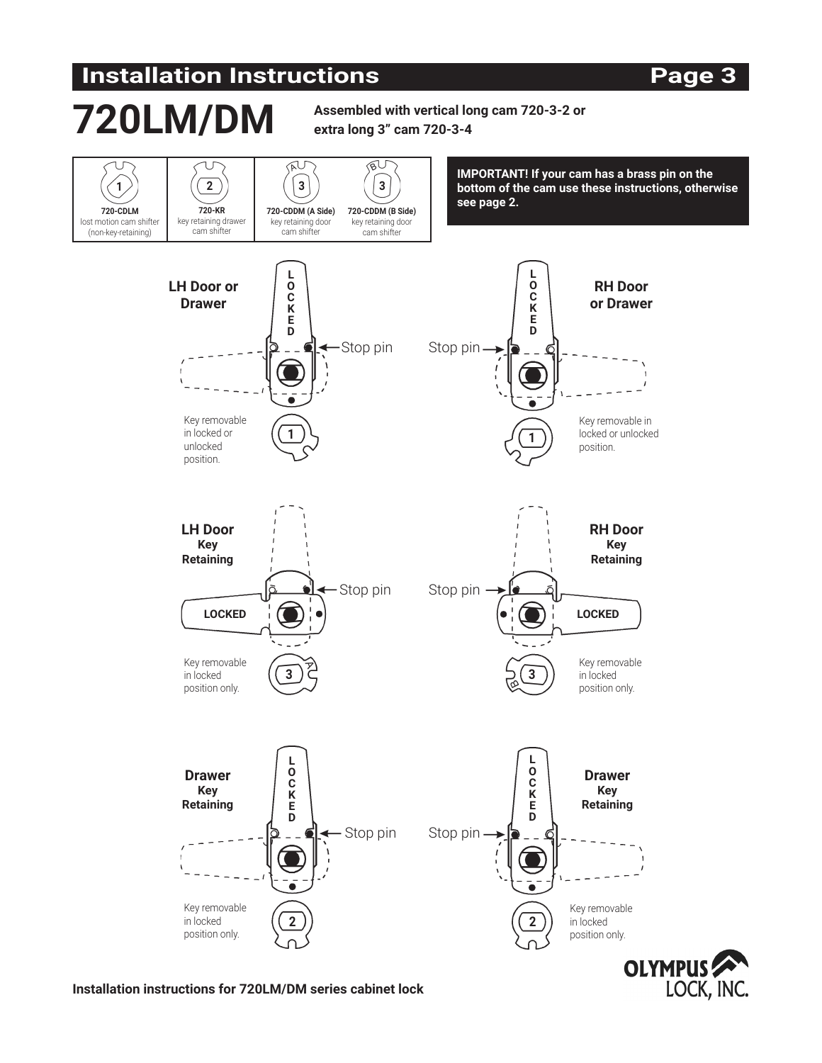# 720LM/DM

**Assembled with vertical long cam 720-3-2 or extra long 3" cam 720-3-4**

| 1 | 2 | 3 (A) | 3 (B) |
|---|---|---|---|
| **720-CDLM** lost motion cam shifter (non-key-retaining) | **720-KR** key retaining drawer cam shifter | **720-CDDM (A Side)** key retaining door cam shifter | **720-CDDM (B Side)** key retaining door cam shifter |

**IMPORTANT! If your cam has a brass pin on the bottom of the cam use these instructions, otherwise see page 2.**

## LH Door or Drawer

LOCKED

Stop pin

Key removable in locked or unlocked position.

## RH Door or Drawer

LOCKED

Stop pin

Key removable in locked or unlocked position.

## LH Door Key Retaining

LOCKED

Stop pin

Key removable in locked position only.

## RH Door Key Retaining

LOCKED

Stop pin

Key removable in locked position only.

## Drawer Key Retaining

LOCKED

Stop pin

Key removable in locked position only.

## Drawer Key Retaining

LOCKED

Stop pin

Key removable in locked position only.

**Installation instructions for 720LM/DM series cabinet lock**

OLYMPUS LOCK, INC.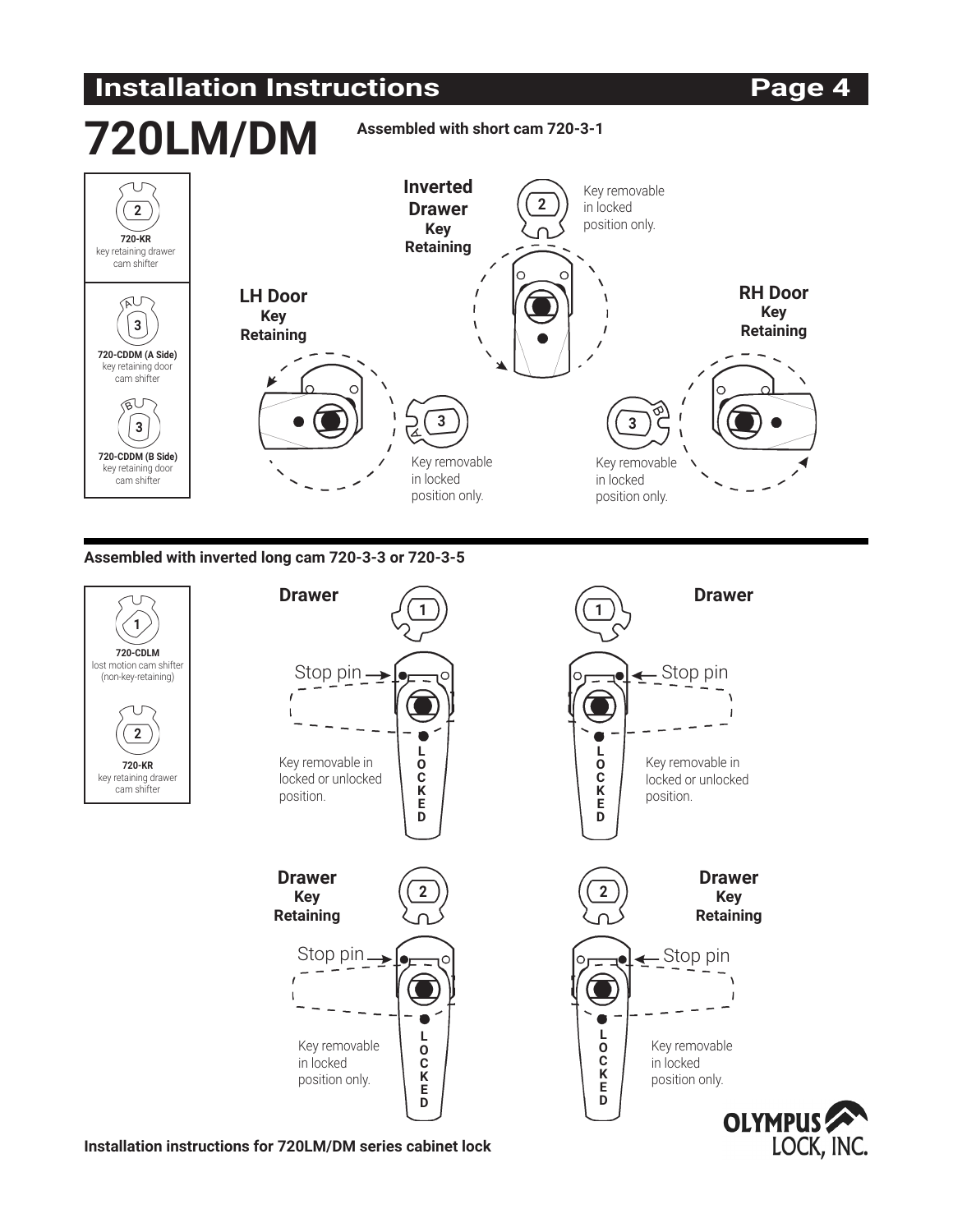# 720LM/DM

**Assembled with short cam 720-3-1**

2
**720-KR**
key retaining drawer cam shifter

3
**720-CDDM (A Side)**
key retaining door cam shifter

3
**720-CDDM (B Side)**
key retaining door cam shifter

**Inverted Drawer**
**Key Retaining**

2
Key removable in locked position only.

**LH Door**
**Key Retaining**

3
Key removable in locked position only.

**RH Door**
**Key Retaining**

3
Key removable in locked position only.

**Assembled with inverted long cam 720-3-3 or 720-3-5**

1
**720-CDLM**
lost motion cam shifter (non-key-retaining)

2
**720-KR**
key retaining drawer cam shifter

**Drawer**

1
Stop pin
LOCKED
Key removable in locked or unlocked position.

**Drawer**

1
Stop pin
LOCKED
Key removable in locked or unlocked position.

**Drawer**
**Key Retaining**

2
Stop pin
LOCKED
Key removable in locked position only.

**Drawer**
**Key Retaining**

2
Stop pin
LOCKED
Key removable in locked position only.

**Installation instructions for 720LM/DM series cabinet lock**

OLYMPUS LOCK, INC.